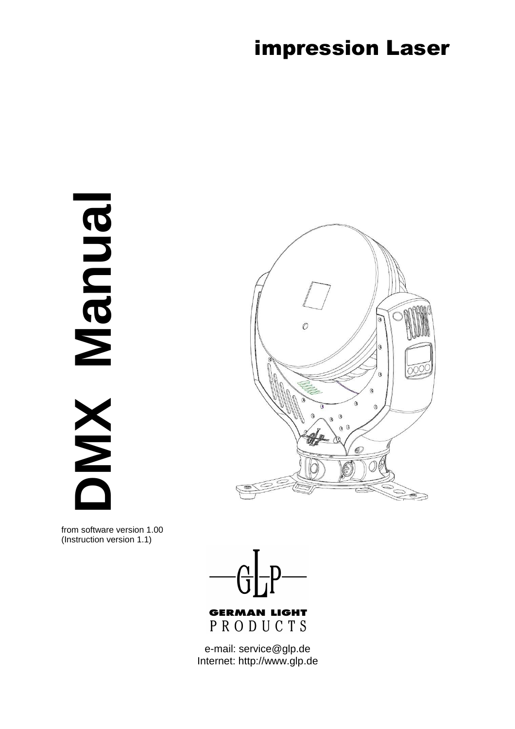# impression Laser

# DMX Manual

from software version 1.00
(Instruction version 1.1)

GLP

GERMAN LIGHT
PRODUCTS

e-mail: service@glp.de
Internet: http://www.glp.de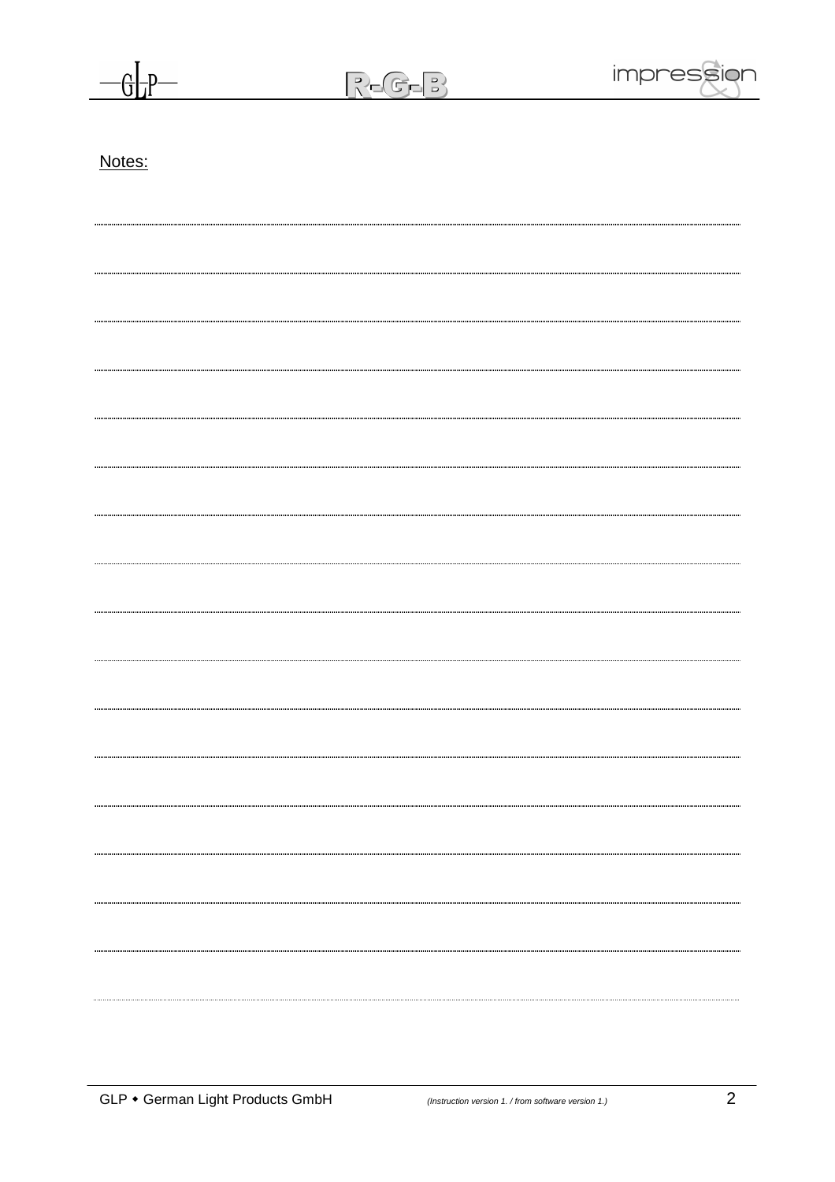Notes: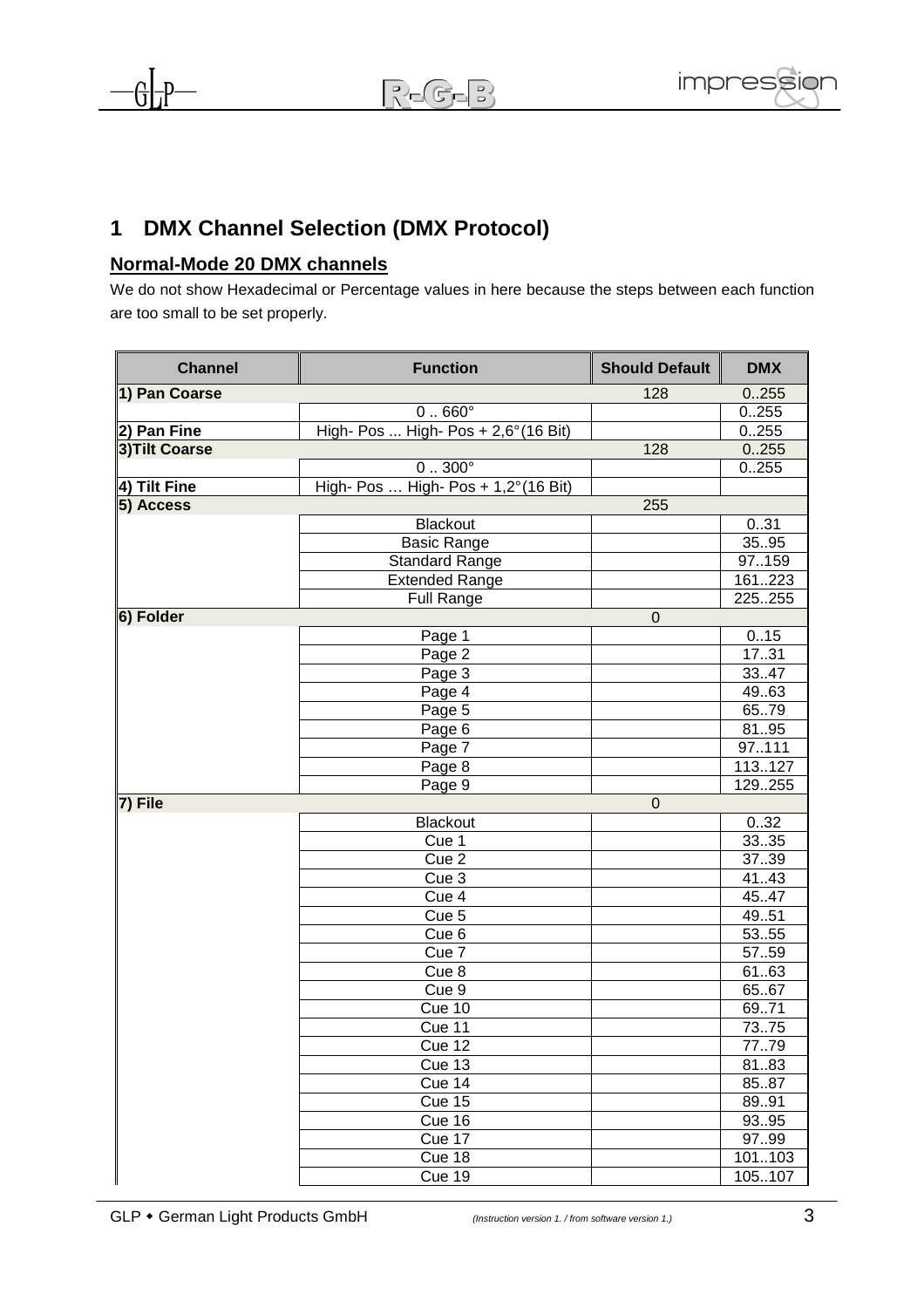# 1 DMX Channel Selection (DMX Protocol)

## Normal-Mode 20 DMX channels

We do not show Hexadecimal or Percentage values in here because the steps between each function are too small to be set properly.

| Channel | Function | Should Default | DMX |
|---|---|---|---|
| **1) Pan Coarse** | | 128 | 0..255 |
| | 0 .. 660° | | 0..255 |
| **2) Pan Fine** | High- Pos ... High- Pos + 2,6°(16 Bit) | | 0..255 |
| **3)Tilt Coarse** | | 128 | 0..255 |
| | 0 .. 300° | | 0..255 |
| **4) Tilt Fine** | High- Pos … High- Pos + 1,2°(16 Bit) | | |
| **5) Access** | | 255 | |
| | Blackout | | 0..31 |
| | Basic Range | | 35..95 |
| | Standard Range | | 97..159 |
| | Extended Range | | 161..223 |
| | Full Range | | 225..255 |
| **6) Folder** | | 0 | |
| | Page 1 | | 0..15 |
| | Page 2 | | 17..31 |
| | Page 3 | | 33..47 |
| | Page 4 | | 49..63 |
| | Page 5 | | 65..79 |
| | Page 6 | | 81..95 |
| | Page 7 | | 97..111 |
| | Page 8 | | 113..127 |
| | Page 9 | | 129..255 |
| **7) File** | | 0 | |
| | Blackout | | 0..32 |
| | Cue 1 | | 33..35 |
| | Cue 2 | | 37..39 |
| | Cue 3 | | 41..43 |
| | Cue 4 | | 45..47 |
| | Cue 5 | | 49..51 |
| | Cue 6 | | 53..55 |
| | Cue 7 | | 57..59 |
| | Cue 8 | | 61..63 |
| | Cue 9 | | 65..67 |
| | Cue 10 | | 69..71 |
| | Cue 11 | | 73..75 |
| | Cue 12 | | 77..79 |
| | Cue 13 | | 81..83 |
| | Cue 14 | | 85..87 |
| | Cue 15 | | 89..91 |
| | Cue 16 | | 93..95 |
| | Cue 17 | | 97..99 |
| | Cue 18 | | 101..103 |
| | Cue 19 | | 105..107 |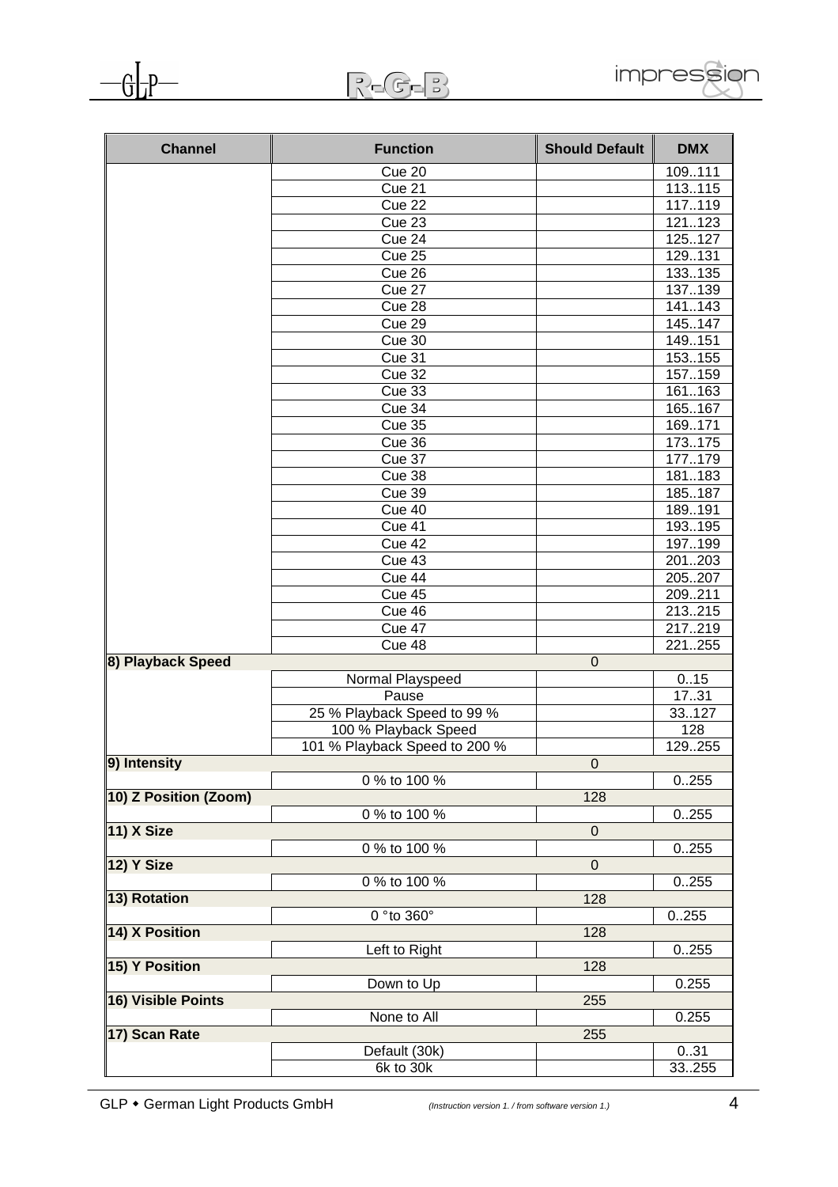| Channel | Function | Should Default | DMX |
|---|---|---|---|
| | Cue 20 | | 109..111 |
| | Cue 21 | | 113..115 |
| | Cue 22 | | 117..119 |
| | Cue 23 | | 121..123 |
| | Cue 24 | | 125..127 |
| | Cue 25 | | 129..131 |
| | Cue 26 | | 133..135 |
| | Cue 27 | | 137..139 |
| | Cue 28 | | 141..143 |
| | Cue 29 | | 145..147 |
| | Cue 30 | | 149..151 |
| | Cue 31 | | 153..155 |
| | Cue 32 | | 157..159 |
| | Cue 33 | | 161..163 |
| | Cue 34 | | 165..167 |
| | Cue 35 | | 169..171 |
| | Cue 36 | | 173..175 |
| | Cue 37 | | 177..179 |
| | Cue 38 | | 181..183 |
| | Cue 39 | | 185..187 |
| | Cue 40 | | 189..191 |
| | Cue 41 | | 193..195 |
| | Cue 42 | | 197..199 |
| | Cue 43 | | 201..203 |
| | Cue 44 | | 205..207 |
| | Cue 45 | | 209..211 |
| | Cue 46 | | 213..215 |
| | Cue 47 | | 217..219 |
| | Cue 48 | | 221..255 |
| **8) Playback Speed** | | 0 | |
| | Normal Playspeed | | 0..15 |
| | Pause | | 17..31 |
| | 25 % Playback Speed to 99 % | | 33..127 |
| | 100 % Playback Speed | | 128 |
| | 101 % Playback Speed to 200 % | | 129..255 |
| **9) Intensity** | | 0 | |
| | 0 % to 100 % | | 0..255 |
| **10) Z Position (Zoom)** | | 128 | |
| | 0 % to 100 % | | 0..255 |
| **11) X Size** | | 0 | |
| | 0 % to 100 % | | 0..255 |
| **12) Y Size** | | 0 | |
| | 0 % to 100 % | | 0..255 |
| **13) Rotation** | | 128 | |
| | 0 °to 360° | | 0..255 |
| **14) X Position** | | 128 | |
| | Left to Right | | 0..255 |
| **15) Y Position** | | 128 | |
| | Down to Up | | 0.255 |
| **16) Visible Points** | | 255 | |
| | None to All | | 0.255 |
| **17) Scan Rate** | | 255 | |
| | Default (30k) | | 0..31 |
| | 6k to 30k | | 33..255 |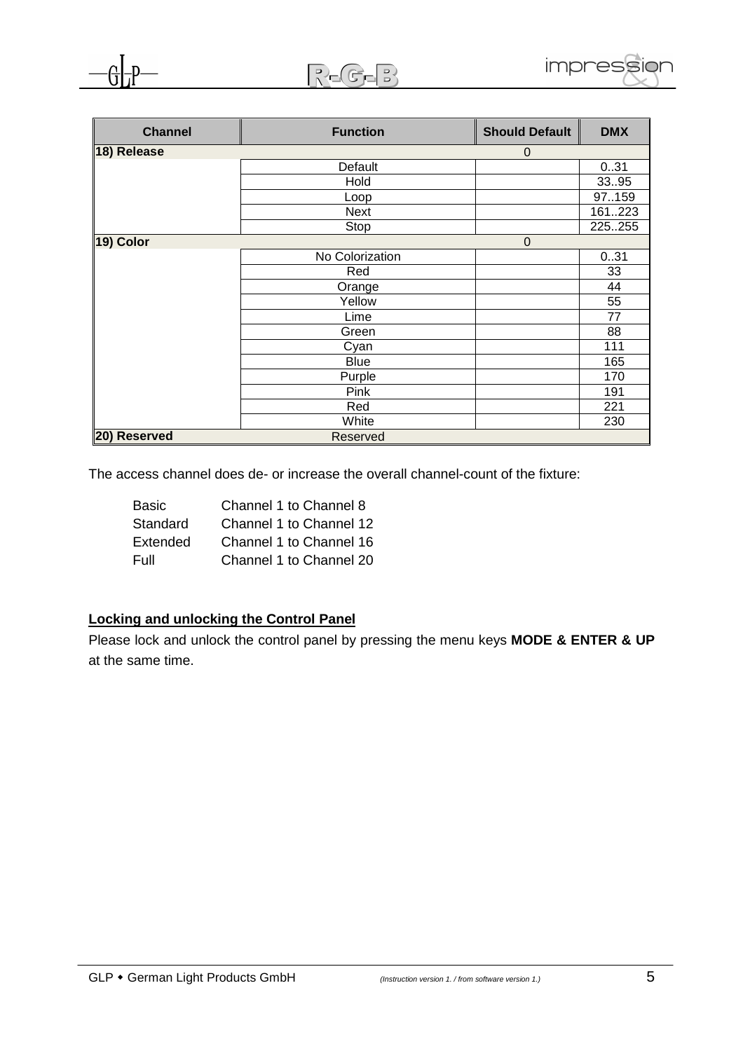| Channel | Function | Should Default | DMX |
|---|---|---|---|
| **18) Release** | | 0 | |
| | Default | | 0..31 |
| | Hold | | 33..95 |
| | Loop | | 97..159 |
| | Next | | 161..223 |
| | Stop | | 225..255 |
| **19) Color** | | 0 | |
| | No Colorization | | 0..31 |
| | Red | | 33 |
| | Orange | | 44 |
| | Yellow | | 55 |
| | Lime | | 77 |
| | Green | | 88 |
| | Cyan | | 111 |
| | Blue | | 165 |
| | Purple | | 170 |
| | Pink | | 191 |
| | Red | | 221 |
| | White | | 230 |
| **20) Reserved** | Reserved | | |

The access channel does de- or increase the overall channel-count of the fixture:

| | |
|---|---|
| Basic | Channel 1 to Channel 8 |
| Standard | Channel 1 to Channel 12 |
| Extended | Channel 1 to Channel 16 |
| Full | Channel 1 to Channel 20 |

**Locking and unlocking the Control Panel**

Please lock and unlock the control panel by pressing the menu keys **MODE & ENTER & UP** at the same time.